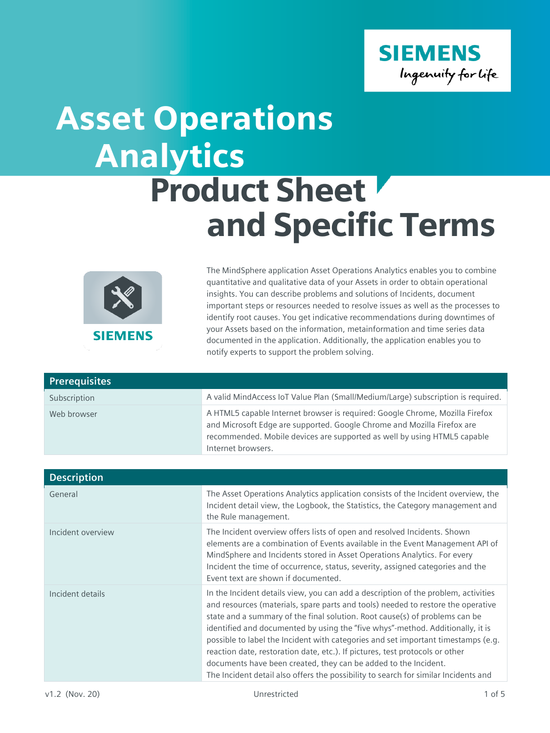# Asset Operations Analytics

# Product Sheet and Specific Terms

The MindSphere application Asset Operations Analytics enables you to combine quantitative and qualitative data of your Assets in order to obtain operational insights. You can describe problems and solutions of Incidents, document important steps or resources needed to resolve issues as well as the processes to identify root causes. You get indicative recommendations during downtimes of your Assets based on the information, metainformation and time series data documented in the application. Additionally, the application enables you to notify experts to support the problem solving.

| Prerequisites | |
|---|---|
| Subscription | A valid MindAccess IoT Value Plan (Small/Medium/Large) subscription is required. |
| Web browser | A HTML5 capable Internet browser is required: Google Chrome, Mozilla Firefox and Microsoft Edge are supported. Google Chrome and Mozilla Firefox are recommended. Mobile devices are supported as well by using HTML5 capable Internet browsers. |

| Description | |
|---|---|
| General | The Asset Operations Analytics application consists of the Incident overview, the Incident detail view, the Logbook, the Statistics, the Category management and the Rule management. |
| Incident overview | The Incident overview offers lists of open and resolved Incidents. Shown elements are a combination of Events available in the Event Management API of MindSphere and Incidents stored in Asset Operations Analytics. For every Incident the time of occurrence, status, severity, assigned categories and the Event text are shown if documented. |
| Incident details | In the Incident details view, you can add a description of the problem, activities and resources (materials, spare parts and tools) needed to restore the operative state and a summary of the final solution. Root cause(s) of problems can be identified and documented by using the "five whys"-method. Additionally, it is possible to label the Incident with categories and set important timestamps (e.g. reaction date, restoration date, etc.). If pictures, test protocols or other documents have been created, they can be added to the Incident. The Incident detail also offers the possibility to search for similar Incidents and |

v1.2 (Nov. 20) Unrestricted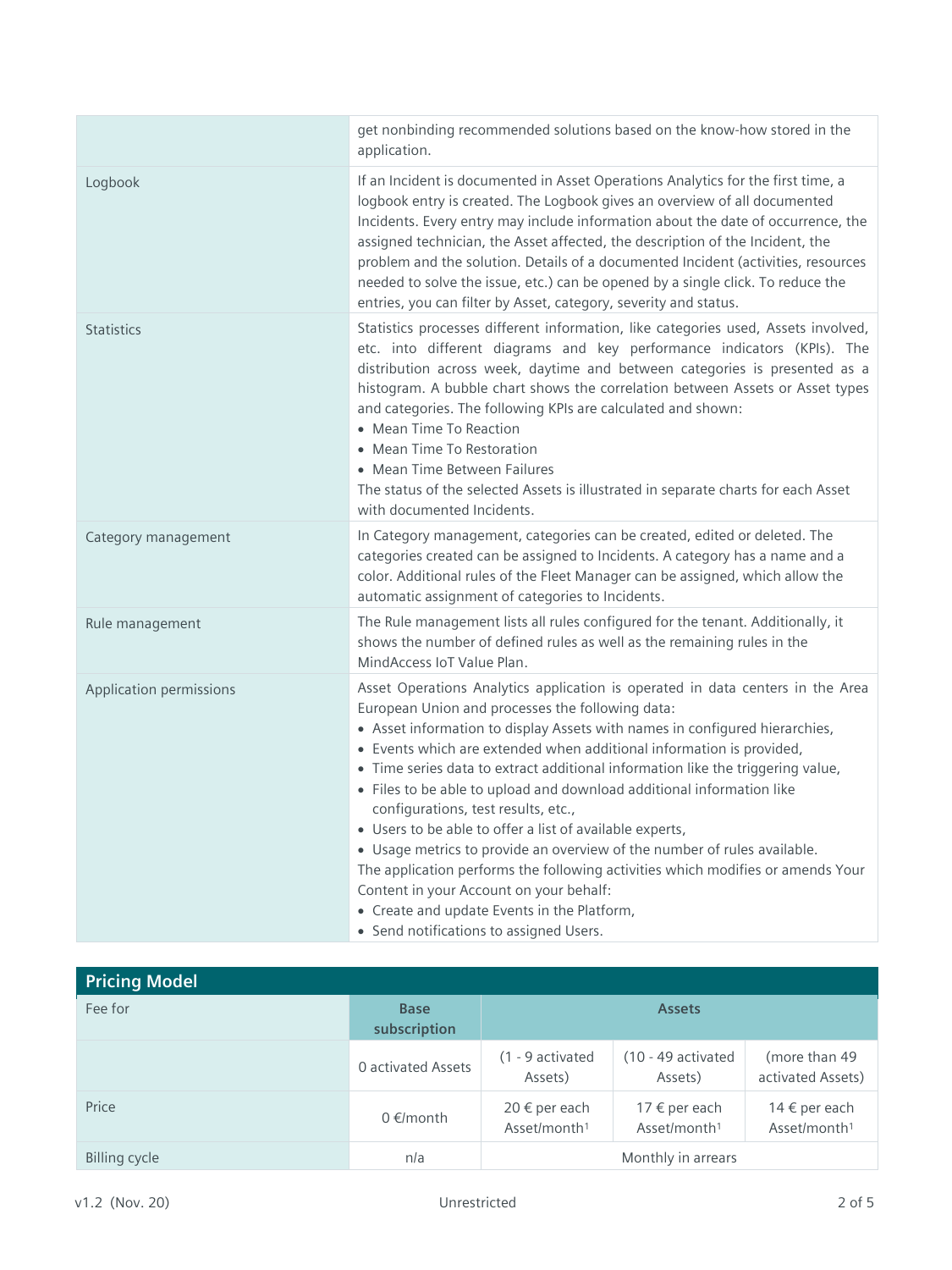| | |
|---|---|
| | get nonbinding recommended solutions based on the know-how stored in the application. |
| Logbook | If an Incident is documented in Asset Operations Analytics for the first time, a logbook entry is created. The Logbook gives an overview of all documented Incidents. Every entry may include information about the date of occurrence, the assigned technician, the Asset affected, the description of the Incident, the problem and the solution. Details of a documented Incident (activities, resources needed to solve the issue, etc.) can be opened by a single click. To reduce the entries, you can filter by Asset, category, severity and status. |
| Statistics | Statistics processes different information, like categories used, Assets involved, etc. into different diagrams and key performance indicators (KPIs). The distribution across week, daytime and between categories is presented as a histogram. A bubble chart shows the correlation between Assets or Asset types and categories. The following KPIs are calculated and shown:<br>• Mean Time To Reaction<br>• Mean Time To Restoration<br>• Mean Time Between Failures<br>The status of the selected Assets is illustrated in separate charts for each Asset with documented Incidents. |
| Category management | In Category management, categories can be created, edited or deleted. The categories created can be assigned to Incidents. A category has a name and a color. Additional rules of the Fleet Manager can be assigned, which allow the automatic assignment of categories to Incidents. |
| Rule management | The Rule management lists all rules configured for the tenant. Additionally, it shows the number of defined rules as well as the remaining rules in the MindAccess IoT Value Plan. |
| Application permissions | Asset Operations Analytics application is operated in data centers in the Area European Union and processes the following data:<br>• Asset information to display Assets with names in configured hierarchies,<br>• Events which are extended when additional information is provided,<br>• Time series data to extract additional information like the triggering value,<br>• Files to be able to upload and download additional information like configurations, test results, etc.,<br>• Users to be able to offer a list of available experts,<br>• Usage metrics to provide an overview of the number of rules available.<br>The application performs the following activities which modifies or amends Your Content in your Account on your behalf:<br>• Create and update Events in the Platform,<br>• Send notifications to assigned Users. |

## Pricing Model

| Fee for | Base subscription | Assets | | |
|---|---|---|---|---|
| | 0 activated Assets | (1 - 9 activated Assets) | (10 - 49 activated Assets) | (more than 49 activated Assets) |
| Price | 0 €/month | 20 € per each Asset/month[1] | 17 € per each Asset/month[1] | 14 € per each Asset/month[1] |
| Billing cycle | n/a | Monthly in arrears | | |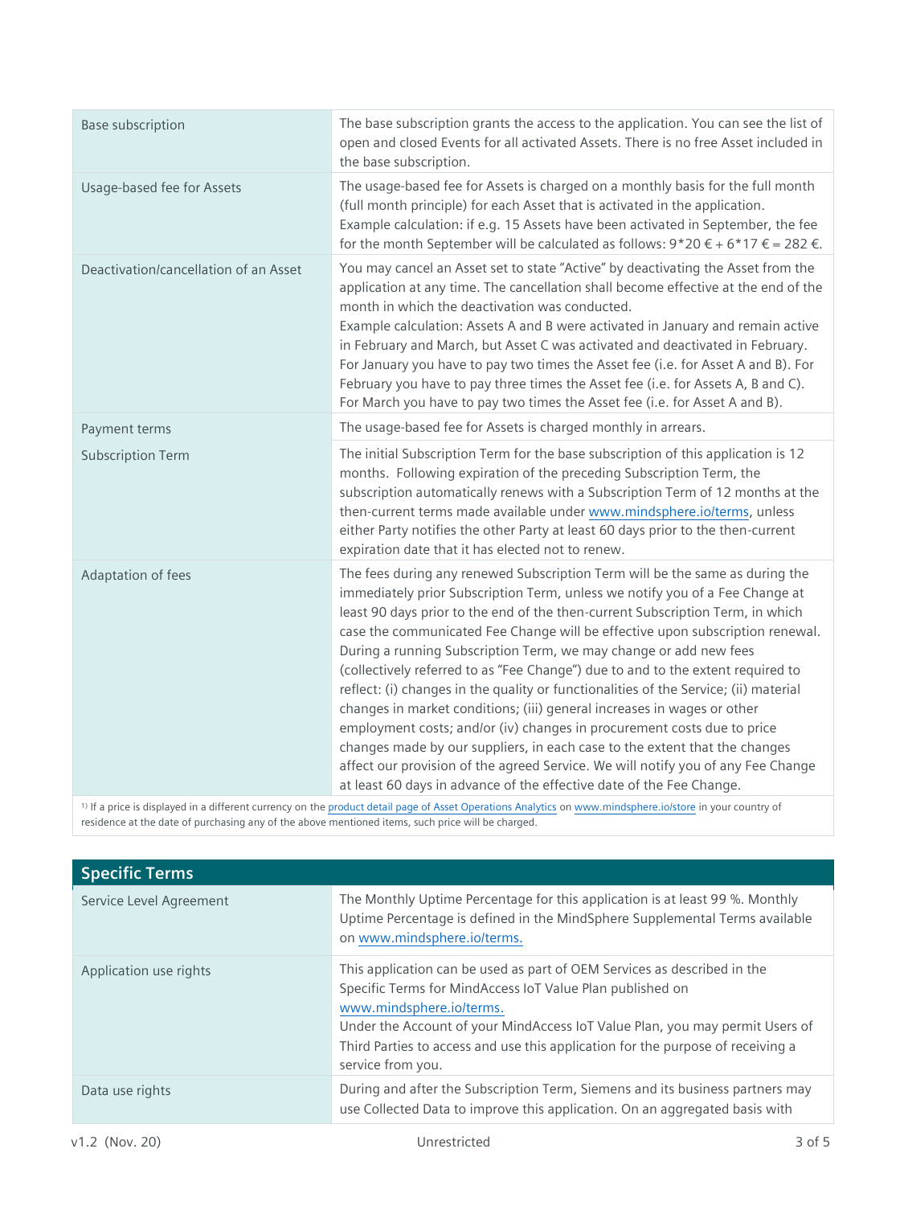| | |
|---|---|
| Base subscription | The base subscription grants the access to the application. You can see the list of open and closed Events for all activated Assets. There is no free Asset included in the base subscription. |
| Usage-based fee for Assets | The usage-based fee for Assets is charged on a monthly basis for the full month (full month principle) for each Asset that is activated in the application. Example calculation: if e.g. 15 Assets have been activated in September, the fee for the month September will be calculated as follows: 9*20 € + 6*17 € = 282 €. |
| Deactivation/cancellation of an Asset | You may cancel an Asset set to state "Active" by deactivating the Asset from the application at any time. The cancellation shall become effective at the end of the month in which the deactivation was conducted.<br>Example calculation: Assets A and B were activated in January and remain active in February and March, but Asset C was activated and deactivated in February. For January you have to pay two times the Asset fee (i.e. for Asset A and B). For February you have to pay three times the Asset fee (i.e. for Assets A, B and C). For March you have to pay two times the Asset fee (i.e. for Asset A and B). |
| Payment terms | The usage-based fee for Assets is charged monthly in arrears. |
| Subscription Term | The initial Subscription Term for the base subscription of this application is 12 months. Following expiration of the preceding Subscription Term, the subscription automatically renews with a Subscription Term of 12 months at the then-current terms made available under www.mindsphere.io/terms, unless either Party notifies the other Party at least 60 days prior to the then-current expiration date that it has elected not to renew. |
| Adaptation of fees | The fees during any renewed Subscription Term will be the same as during the immediately prior Subscription Term, unless we notify you of a Fee Change at least 90 days prior to the end of the then-current Subscription Term, in which case the communicated Fee Change will be effective upon subscription renewal. During a running Subscription Term, we may change or add new fees (collectively referred to as "Fee Change") due to and to the extent required to reflect: (i) changes in the quality or functionalities of the Service; (ii) material changes in market conditions; (iii) general increases in wages or other employment costs; and/or (iv) changes in procurement costs due to price changes made by our suppliers, in each case to the extent that the changes affect our provision of the agreed Service. We will notify you of any Fee Change at least 60 days in advance of the effective date of the Fee Change. |

[1] If a price is displayed in a different currency on the product detail page of Asset Operations Analytics on www.mindsphere.io/store in your country of residence at the date of purchasing any of the above mentioned items, such price will be charged.

## Specific Terms

| | |
|---|---|
| Service Level Agreement | The Monthly Uptime Percentage for this application is at least 99 %. Monthly Uptime Percentage is defined in the MindSphere Supplemental Terms available on www.mindsphere.io/terms. |
| Application use rights | This application can be used as part of OEM Services as described in the Specific Terms for MindAccess IoT Value Plan published on www.mindsphere.io/terms.<br>Under the Account of your MindAccess IoT Value Plan, you may permit Users of Third Parties to access and use this application for the purpose of receiving a service from you. |
| Data use rights | During and after the Subscription Term, Siemens and its business partners may use Collected Data to improve this application. On an aggregated basis with |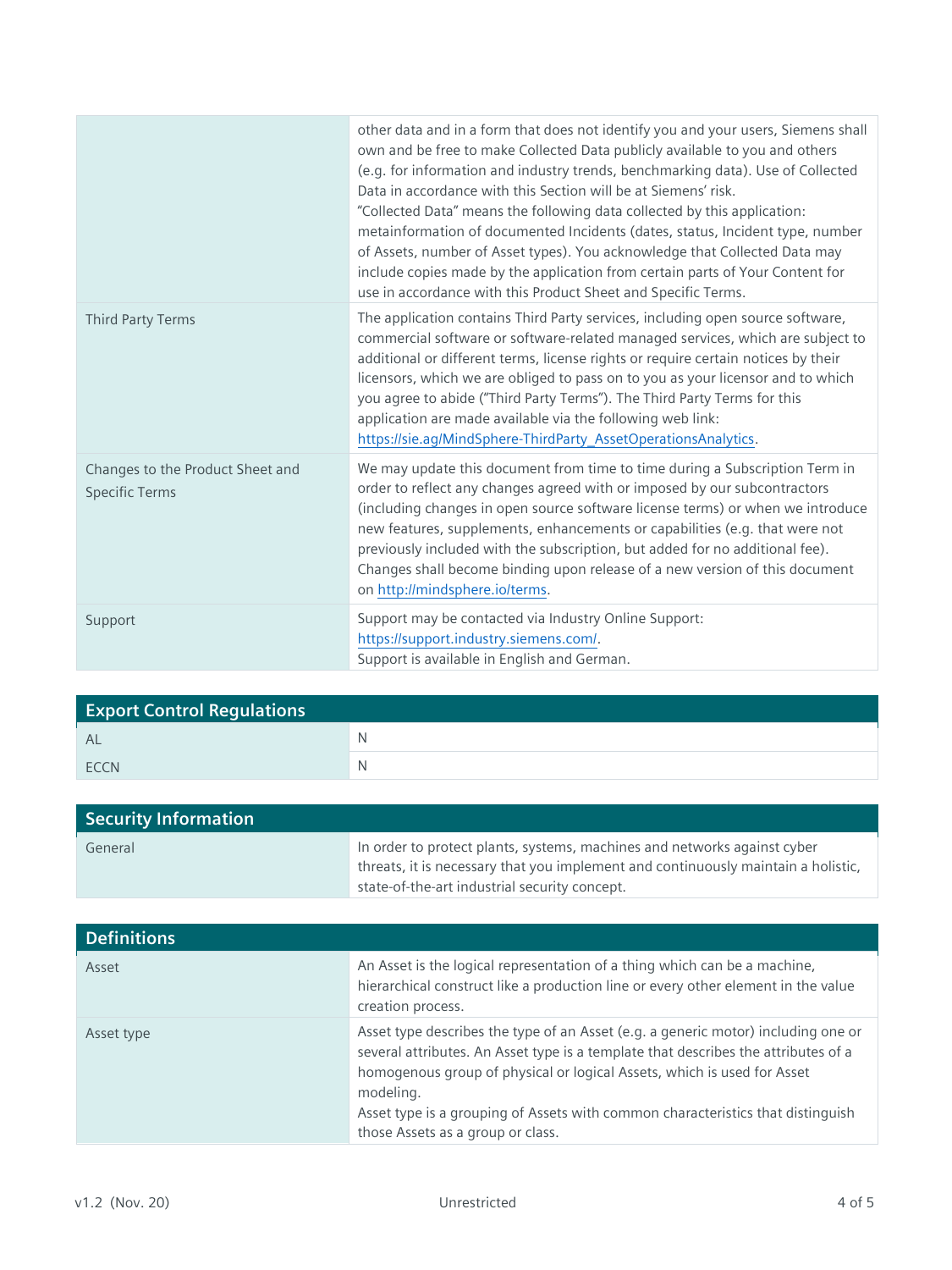| | |
|---|---|
| | other data and in a form that does not identify you and your users, Siemens shall own and be free to make Collected Data publicly available to you and others (e.g. for information and industry trends, benchmarking data). Use of Collected Data in accordance with this Section will be at Siemens' risk.<br>"Collected Data" means the following data collected by this application: metainformation of documented Incidents (dates, status, Incident type, number of Assets, number of Asset types). You acknowledge that Collected Data may include copies made by the application from certain parts of Your Content for use in accordance with this Product Sheet and Specific Terms. |
| Third Party Terms | The application contains Third Party services, including open source software, commercial software or software-related managed services, which are subject to additional or different terms, license rights or require certain notices by their licensors, which we are obliged to pass on to you as your licensor and to which you agree to abide ("Third Party Terms"). The Third Party Terms for this application are made available via the following web link: https://sie.ag/MindSphere-ThirdParty_AssetOperationsAnalytics. |
| Changes to the Product Sheet and Specific Terms | We may update this document from time to time during a Subscription Term in order to reflect any changes agreed with or imposed by our subcontractors (including changes in open source software license terms) or when we introduce new features, supplements, enhancements or capabilities (e.g. that were not previously included with the subscription, but added for no additional fee). Changes shall become binding upon release of a new version of this document on http://mindsphere.io/terms. |
| Support | Support may be contacted via Industry Online Support: https://support.industry.siemens.com/.<br>Support is available in English and German. |

## Export Control Regulations

| | |
|---|---|
| AL | N |
| ECCN | N |

## Security Information

| | |
|---|---|
| General | In order to protect plants, systems, machines and networks against cyber threats, it is necessary that you implement and continuously maintain a holistic, state-of-the-art industrial security concept. |

## Definitions

| | |
|---|---|
| Asset | An Asset is the logical representation of a thing which can be a machine, hierarchical construct like a production line or every other element in the value creation process. |
| Asset type | Asset type describes the type of an Asset (e.g. a generic motor) including one or several attributes. An Asset type is a template that describes the attributes of a homogenous group of physical or logical Assets, which is used for Asset modeling.<br>Asset type is a grouping of Assets with common characteristics that distinguish those Assets as a group or class. |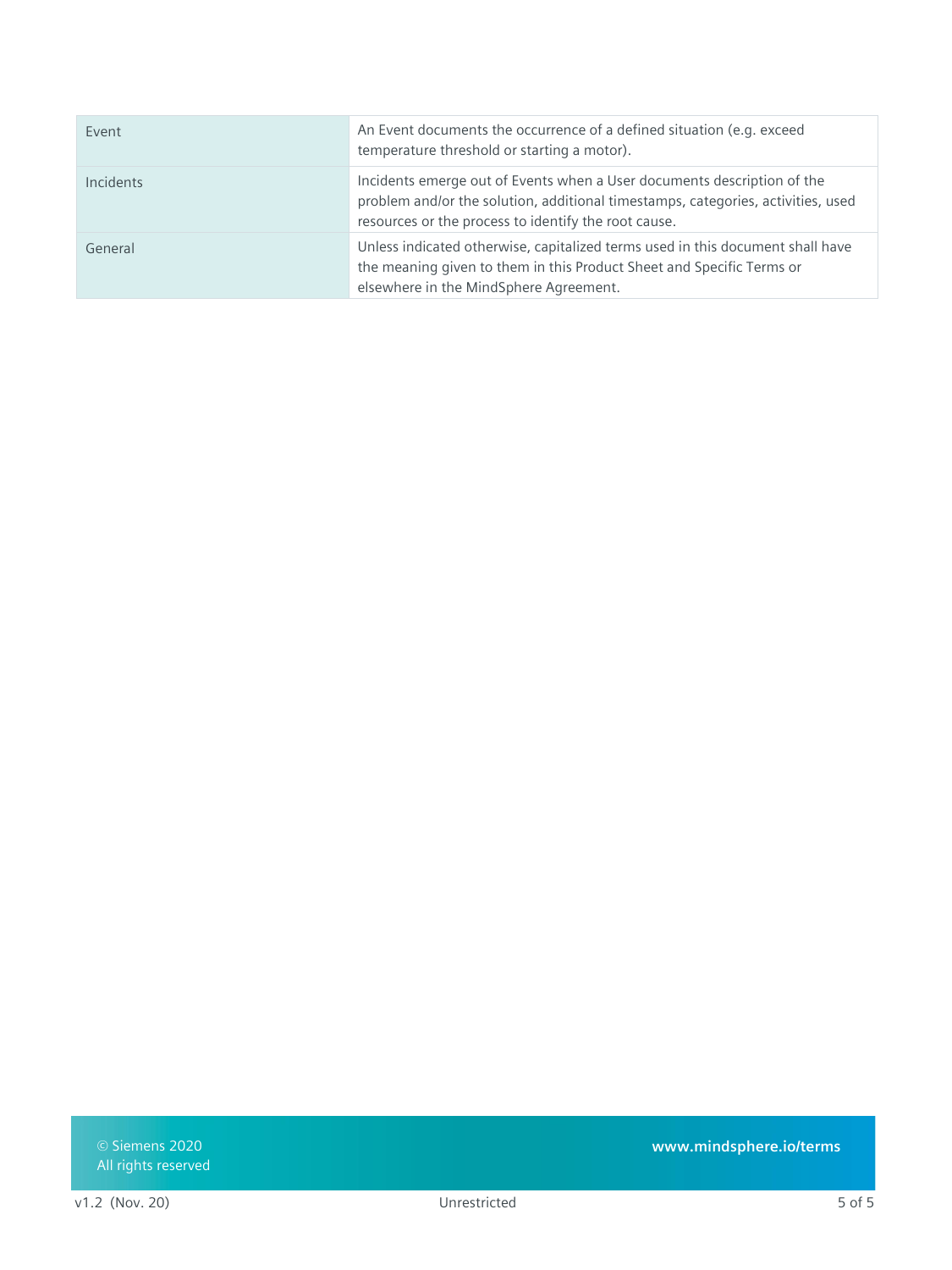| | |
|---|---|
| Event | An Event documents the occurrence of a defined situation (e.g. exceed temperature threshold or starting a motor). |
| Incidents | Incidents emerge out of Events when a User documents description of the problem and/or the solution, additional timestamps, categories, activities, used resources or the process to identify the root cause. |
| General | Unless indicated otherwise, capitalized terms used in this document shall have the meaning given to them in this Product Sheet and Specific Terms or elsewhere in the MindSphere Agreement. |